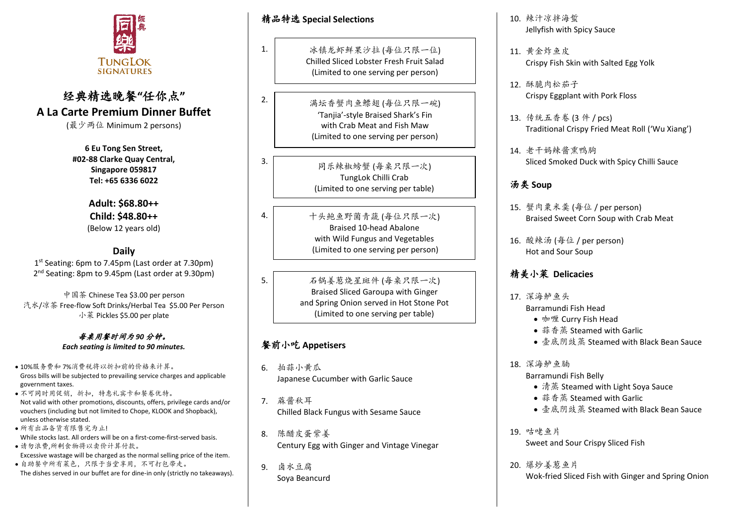同樂 经典

TUNGLOK SIGNATURES

# 经典精选晚餐"任你点"
# A La Carte Premium Dinner Buffet

(最少两位 Minimum 2 persons)

**6 Eu Tong Sen Street,**
**#02-88 Clarke Quay Central,**
**Singapore 059817**
**Tel: +65 6336 6022**

**Adult: $68.80++**
**Child: $48.80++**
(Below 12 years old)

**Daily**
1st Seating: 6pm to 7.45pm (Last order at 7.30pm)
2nd Seating: 8pm to 9.45pm (Last order at 9.30pm)

中国茶 Chinese Tea $3.00 per person
汽水/凉茶 Free-flow Soft Drinks/Herbal Tea $5.00 Per Person
小菜 Pickles $5.00 per plate

***每桌用餐时间为 90 分钟。***
***Each seating is limited to 90 minutes.***

- 10%服务费和 7%消费税将以折扣前的价格来计算。
  Gross bills will be subjected to prevailing service charges and applicable government taxes.
- 不可同时用促销，折扣，特惠礼宾卡和餐卷优特。
  Not valid with other promotions, discounts, offers, privilege cards and/or vouchers (including but not limited to Chope, KLOOK and Shopback), unless otherwise stated.
- 所有出品备货有限售完为止!
  While stocks last. All orders will be on a first-come-first-served basis.
- 请勿浪费,所剩食物将以卖价计算付款。
  Excessive wastage will be charged as the normal selling price of the item.
- 自助餐中所有菜色，只限于当堂享用，不可打包带走。
  The dishes served in our buffet are for dine-in only (strictly no takeaways).

## 精品特选 Special Selections

1. 冰镇龙虾鲜果沙拉 (每位只限一位)
   Chilled Sliced Lobster Fresh Fruit Salad
   (Limited to one serving per person)

2. 满坛香蟹肉鱼鳔翅 (每位只限一碗)
   'Tanjia'-style Braised Shark's Fin
   with Crab Meat and Fish Maw
   (Limited to one serving per person)

3. 同乐辣椒螃蟹 (每桌只限一次)
   TungLok Chilli Crab
   (Limited to one serving per table)

4. 十头鲍鱼野菌青蔬 (每位只限一次)
   Braised 10-head Abalone
   with Wild Fungus and Vegetables
   (Limited to one serving per person)

5. 石锅姜葱烧星斑件 (每桌只限一次)
   Braised Sliced Garoupa with Ginger
   and Spring Onion served in Hot Stone Pot
   (Limited to one serving per table)

## 餐前小吃 Appetisers

6. 拍蒜小黄瓜
   Japanese Cucumber with Garlic Sauce

7. 蔴酱秋耳
   Chilled Black Fungus with Sesame Sauce

8. 陈醋皮蛋紫姜
   Century Egg with Ginger and Vintage Vinegar

9. 卤水豆腐
   Soya Beancurd

10. 辣汁凉拌海蜇
    Jellyfish with Spicy Sauce

11. 黄金炸鱼皮
    Crispy Fish Skin with Salted Egg Yolk

12. 酥脆肉松茄子
    Crispy Eggplant with Pork Floss

13. 传统五香卷 (3 件 / pcs)
    Traditional Crispy Fried Meat Roll ('Wu Xiang')

14. 老干妈辣酱熏鸭胸
    Sliced Smoked Duck with Spicy Chilli Sauce

## 汤类 Soup

15. 蟹肉粟米羹 (每位 / per person)
    Braised Sweet Corn Soup with Crab Meat

16. 酸辣汤 (每位 / per person)
    Hot and Sour Soup

## 精美小菜 Delicacies

17. 深海鲈鱼头
    Barramundi Fish Head
    - 咖喱 Curry Fish Head
    - 蒜香蒸 Steamed with Garlic
    - 壶底阴豉蒸 Steamed with Black Bean Sauce

18. 深海鲈鱼腩
    Barramundi Fish Belly
    - 清蒸 Steamed with Light Soya Sauce
    - 蒜香蒸 Steamed with Garlic
    - 壶底阴豉蒸 Steamed with Black Bean Sauce

19. 咕咾鱼片
    Sweet and Sour Crispy Sliced Fish

20. 爆炒姜葱鱼片
    Wok-fried Sliced Fish with Ginger and Spring Onion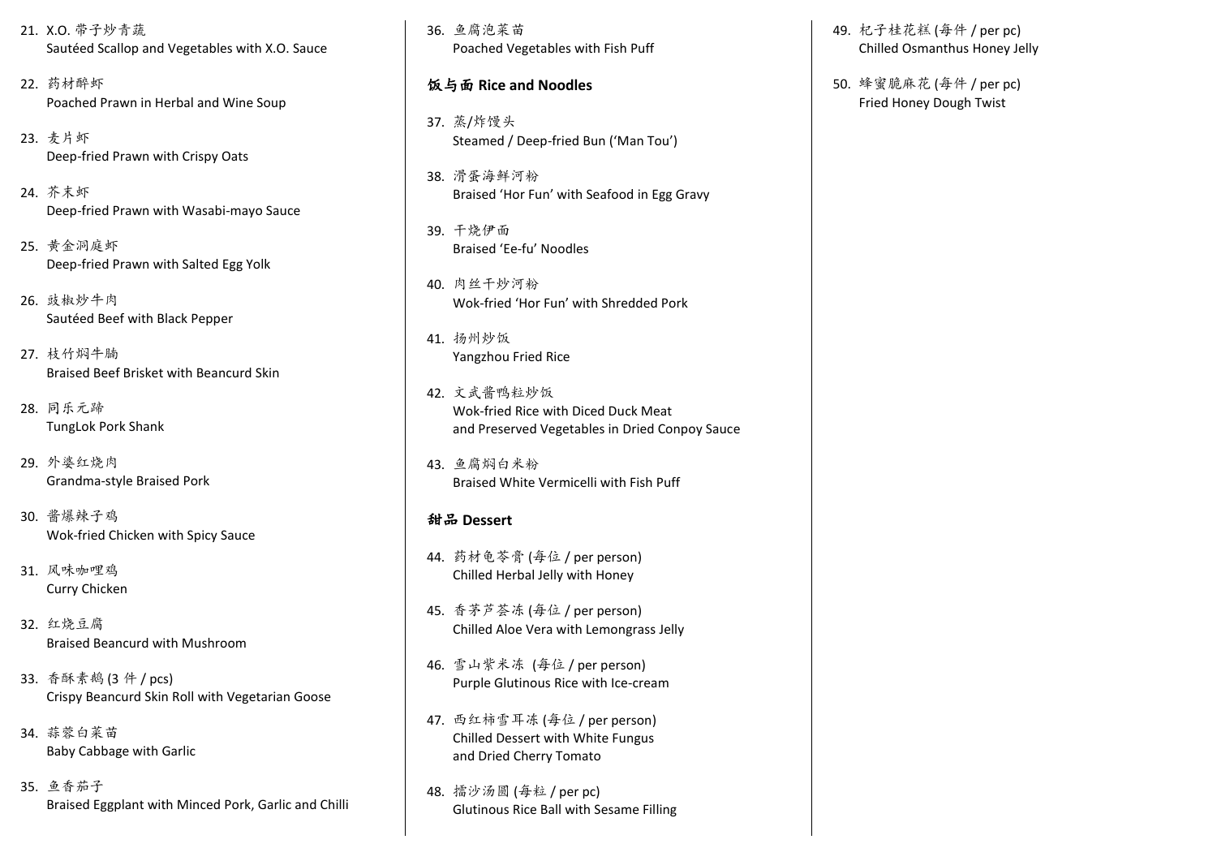21. X.O. 带子炒青蔬
    Sautéed Scallop and Vegetables with X.O. Sauce

22. 药材醉虾
    Poached Prawn in Herbal and Wine Soup

23. 麦片虾
    Deep-fried Prawn with Crispy Oats

24. 芥末虾
    Deep-fried Prawn with Wasabi-mayo Sauce

25. 黄金洞庭虾
    Deep-fried Prawn with Salted Egg Yolk

26. 豉椒炒牛肉
    Sautéed Beef with Black Pepper

27. 枝竹焖牛腩
    Braised Beef Brisket with Beancurd Skin

28. 同乐元蹄
    TungLok Pork Shank

29. 外婆红烧肉
    Grandma-style Braised Pork

30. 酱爆辣子鸡
    Wok-fried Chicken with Spicy Sauce

31. 风味咖喱鸡
    Curry Chicken

32. 红烧豆腐
    Braised Beancurd with Mushroom

33. 香酥素鹅 (3 件 / pcs)
    Crispy Beancurd Skin Roll with Vegetarian Goose

34. 蒜蓉白菜苗
    Baby Cabbage with Garlic

35. 鱼香茄子
    Braised Eggplant with Minced Pork, Garlic and Chilli

36. 鱼腐泡菜苗
    Poached Vegetables with Fish Puff

## 饭与面 Rice and Noodles

37. 蒸/炸馒头
    Steamed / Deep-fried Bun ('Man Tou')

38. 滑蛋海鲜河粉
    Braised 'Hor Fun' with Seafood in Egg Gravy

39. 干烧伊面
    Braised 'Ee-fu' Noodles

40. 肉丝干炒河粉
    Wok-fried 'Hor Fun' with Shredded Pork

41. 扬州炒饭
    Yangzhou Fried Rice

42. 文武酱鸭粒炒饭
    Wok-fried Rice with Diced Duck Meat
    and Preserved Vegetables in Dried Conpoy Sauce

43. 鱼腐焖白米粉
    Braised White Vermicelli with Fish Puff

## 甜品 Dessert

44. 药材龟苓膏 (每位 / per person)
    Chilled Herbal Jelly with Honey

45. 香茅芦荟冻 (每位 / per person)
    Chilled Aloe Vera with Lemongrass Jelly

46. 雪山紫米冻 (每位 / per person)
    Purple Glutinous Rice with Ice-cream

47. 西红柿雪耳冻 (每位 / per person)
    Chilled Dessert with White Fungus
    and Dried Cherry Tomato

48. 擂沙汤圆 (每粒 / per pc)
    Glutinous Rice Ball with Sesame Filling

49. 杞子桂花糕 (每件 / per pc)
    Chilled Osmanthus Honey Jelly

50. 蜂蜜脆麻花 (每件 / per pc)
    Fried Honey Dough Twist